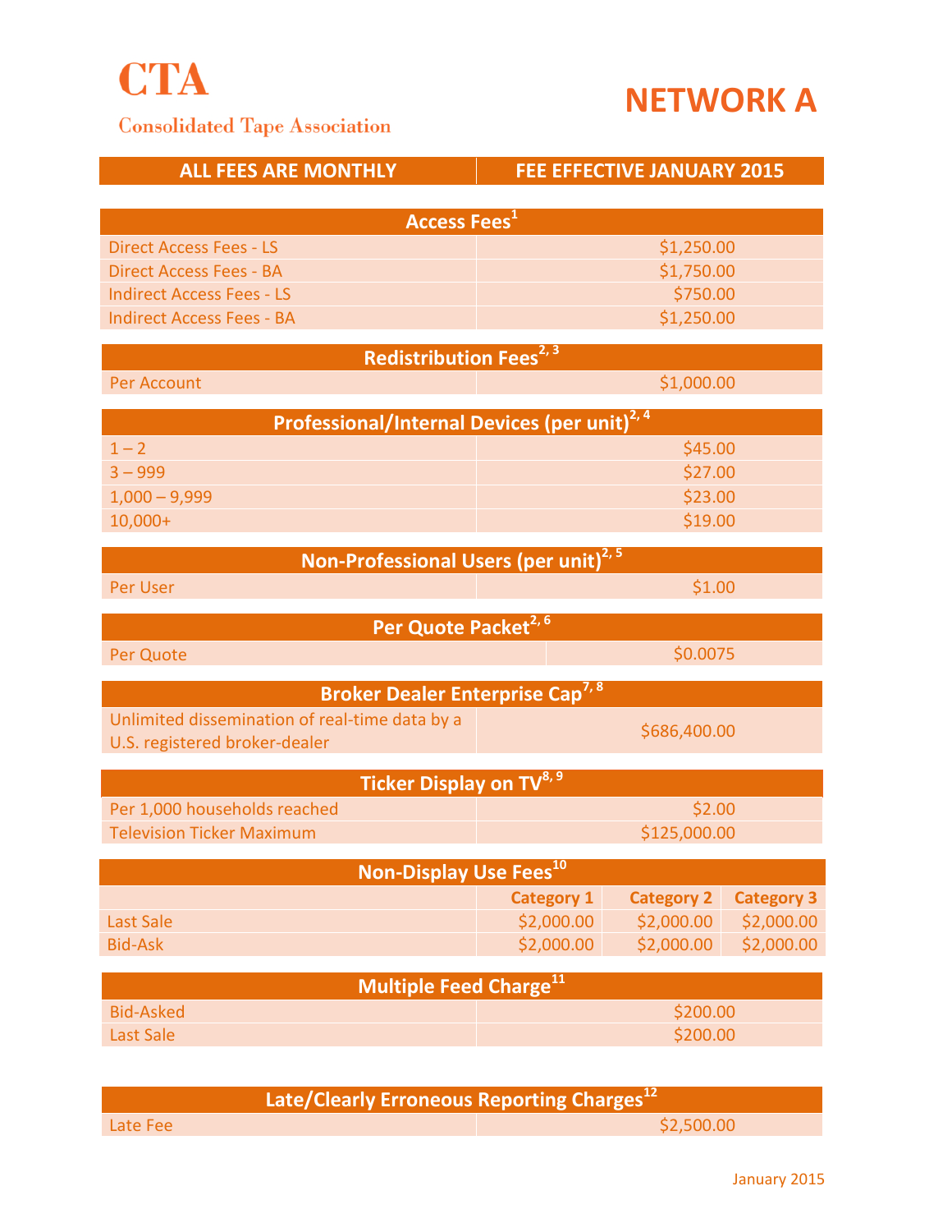# CTA

Consolidated Tape Association

# NETWORK A

| ALL FEES ARE MONTHLY | FEE EFFECTIVE JANUARY 2015 |
|---|---|

| Access Fees[1] | |
|---|---|
| Direct Access Fees - LS | $1,250.00 |
| Direct Access Fees - BA | $1,750.00 |
| Indirect Access Fees - LS | $750.00 |
| Indirect Access Fees - BA | $1,250.00 |

| Redistribution Fees[2, 3] | |
|---|---|
| Per Account | $1,000.00 |

| Professional/Internal Devices (per unit)[2, 4] | |
|---|---|
| 1 – 2 | $45.00 |
| 3 – 999 | $27.00 |
| 1,000 – 9,999 | $23.00 |
| 10,000+ | $19.00 |

| Non-Professional Users (per unit)[2, 5] | |
|---|---|
| Per User | $1.00 |

| Per Quote Packet[2, 6] | |
|---|---|
| Per Quote | $0.0075 |

| Broker Dealer Enterprise Cap[7, 8] | |
|---|---|
| Unlimited dissemination of real-time data by a U.S. registered broker-dealer | $686,400.00 |

| Ticker Display on TV[8, 9] | |
|---|---|
| Per 1,000 households reached | $2.00 |
| Television Ticker Maximum | $125,000.00 |

| Non-Display Use Fees[10] | | | |
|---|---|---|---|
| | Category 1 | Category 2 | Category 3 |
| Last Sale | $2,000.00 | $2,000.00 | $2,000.00 |
| Bid-Ask | $2,000.00 | $2,000.00 | $2,000.00 |

| Multiple Feed Charge[11] | |
|---|---|
| Bid-Asked | $200.00 |
| Last Sale | $200.00 |

| Late/Clearly Erroneous Reporting Charges[12] | |
|---|---|
| Late Fee | $2,500.00 |

January 2015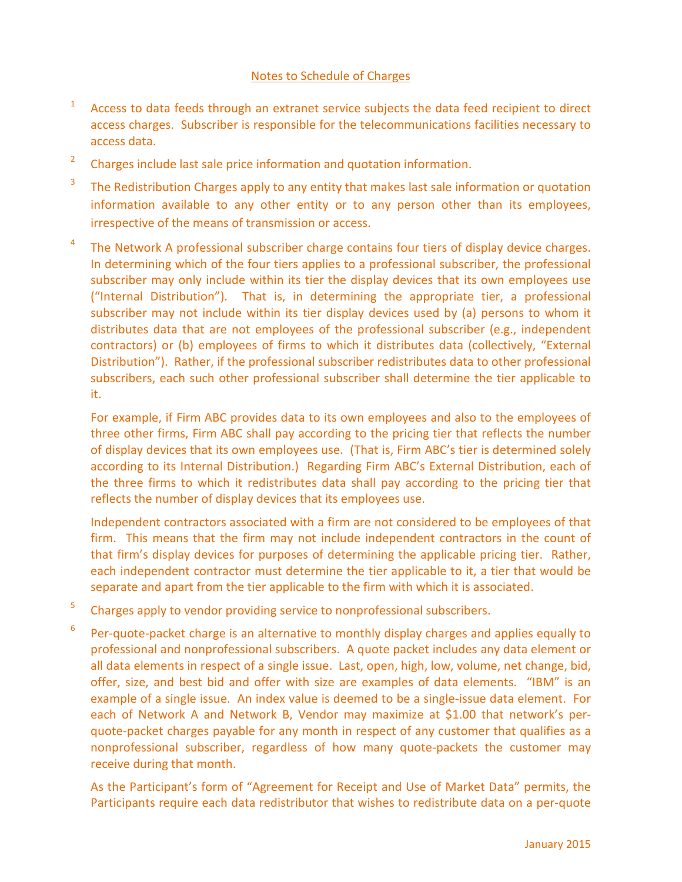## Notes to Schedule of Charges

[1] Access to data feeds through an extranet service subjects the data feed recipient to direct access charges. Subscriber is responsible for the telecommunications facilities necessary to access data.

[2] Charges include last sale price information and quotation information.

[3] The Redistribution Charges apply to any entity that makes last sale information or quotation information available to any other entity or to any person other than its employees, irrespective of the means of transmission or access.

[4] The Network A professional subscriber charge contains four tiers of display device charges. In determining which of the four tiers applies to a professional subscriber, the professional subscriber may only include within its tier the display devices that its own employees use ("Internal Distribution"). That is, in determining the appropriate tier, a professional subscriber may not include within its tier display devices used by (a) persons to whom it distributes data that are not employees of the professional subscriber (e.g., independent contractors) or (b) employees of firms to which it distributes data (collectively, "External Distribution"). Rather, if the professional subscriber redistributes data to other professional subscribers, each such other professional subscriber shall determine the tier applicable to it.

For example, if Firm ABC provides data to its own employees and also to the employees of three other firms, Firm ABC shall pay according to the pricing tier that reflects the number of display devices that its own employees use. (That is, Firm ABC's tier is determined solely according to its Internal Distribution.) Regarding Firm ABC's External Distribution, each of the three firms to which it redistributes data shall pay according to the pricing tier that reflects the number of display devices that its employees use.

Independent contractors associated with a firm are not considered to be employees of that firm. This means that the firm may not include independent contractors in the count of that firm's display devices for purposes of determining the applicable pricing tier. Rather, each independent contractor must determine the tier applicable to it, a tier that would be separate and apart from the tier applicable to the firm with which it is associated.

[5] Charges apply to vendor providing service to nonprofessional subscribers.

[6] Per-quote-packet charge is an alternative to monthly display charges and applies equally to professional and nonprofessional subscribers. A quote packet includes any data element or all data elements in respect of a single issue. Last, open, high, low, volume, net change, bid, offer, size, and best bid and offer with size are examples of data elements. "IBM" is an example of a single issue. An index value is deemed to be a single-issue data element. For each of Network A and Network B, Vendor may maximize at $1.00 that network's per-quote-packet charges payable for any month in respect of any customer that qualifies as a nonprofessional subscriber, regardless of how many quote-packets the customer may receive during that month.

As the Participant's form of "Agreement for Receipt and Use of Market Data" permits, the Participants require each data redistributor that wishes to redistribute data on a per-quote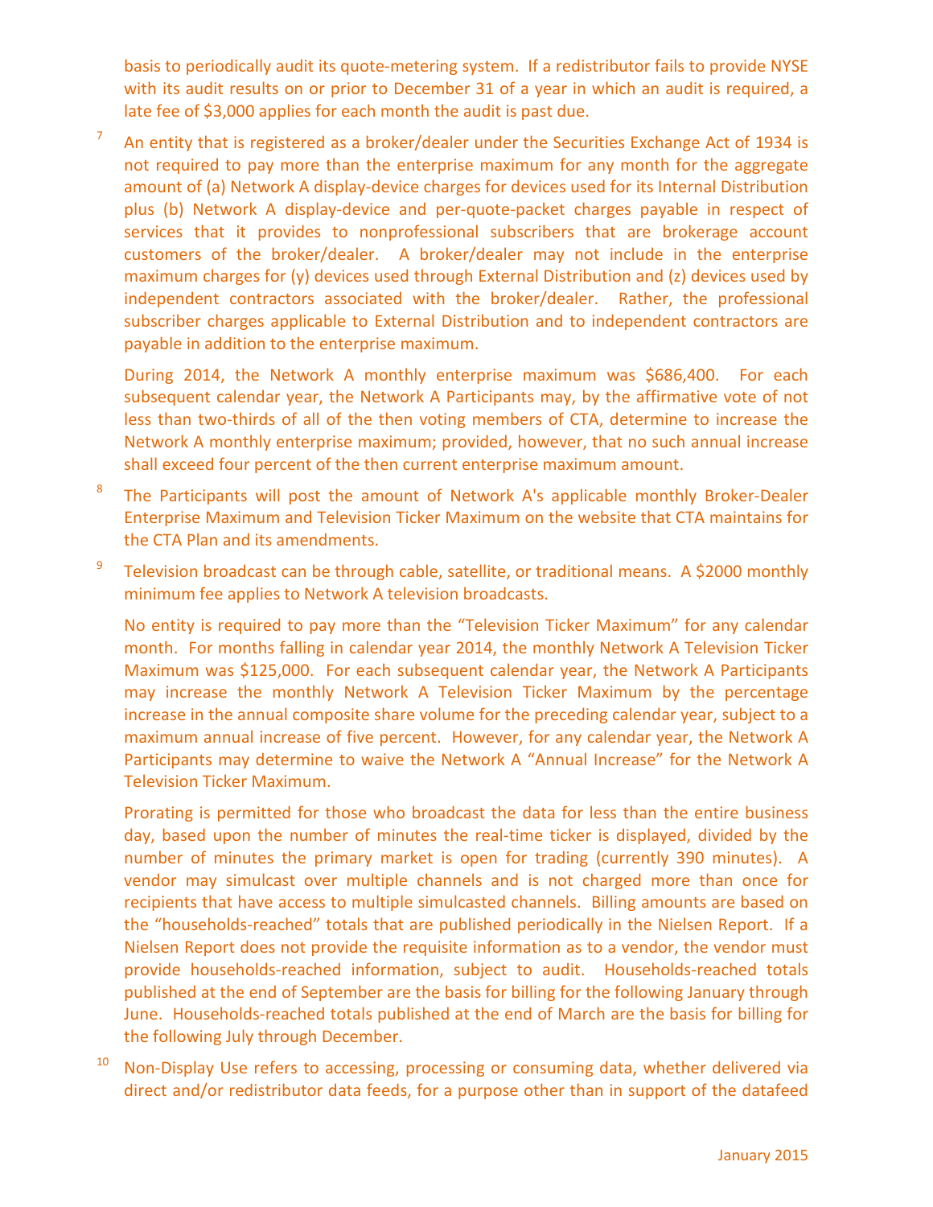basis to periodically audit its quote-metering system. If a redistributor fails to provide NYSE with its audit results on or prior to December 31 of a year in which an audit is required, a late fee of $3,000 applies for each month the audit is past due.

[7] An entity that is registered as a broker/dealer under the Securities Exchange Act of 1934 is not required to pay more than the enterprise maximum for any month for the aggregate amount of (a) Network A display-device charges for devices used for its Internal Distribution plus (b) Network A display-device and per-quote-packet charges payable in respect of services that it provides to nonprofessional subscribers that are brokerage account customers of the broker/dealer. A broker/dealer may not include in the enterprise maximum charges for (y) devices used through External Distribution and (z) devices used by independent contractors associated with the broker/dealer. Rather, the professional subscriber charges applicable to External Distribution and to independent contractors are payable in addition to the enterprise maximum.

During 2014, the Network A monthly enterprise maximum was $686,400. For each subsequent calendar year, the Network A Participants may, by the affirmative vote of not less than two-thirds of all of the then voting members of CTA, determine to increase the Network A monthly enterprise maximum; provided, however, that no such annual increase shall exceed four percent of the then current enterprise maximum amount.

[8] The Participants will post the amount of Network A's applicable monthly Broker-Dealer Enterprise Maximum and Television Ticker Maximum on the website that CTA maintains for the CTA Plan and its amendments.

[9] Television broadcast can be through cable, satellite, or traditional means. A $2000 monthly minimum fee applies to Network A television broadcasts.

No entity is required to pay more than the "Television Ticker Maximum" for any calendar month. For months falling in calendar year 2014, the monthly Network A Television Ticker Maximum was $125,000. For each subsequent calendar year, the Network A Participants may increase the monthly Network A Television Ticker Maximum by the percentage increase in the annual composite share volume for the preceding calendar year, subject to a maximum annual increase of five percent. However, for any calendar year, the Network A Participants may determine to waive the Network A "Annual Increase" for the Network A Television Ticker Maximum.

Prorating is permitted for those who broadcast the data for less than the entire business day, based upon the number of minutes the real-time ticker is displayed, divided by the number of minutes the primary market is open for trading (currently 390 minutes). A vendor may simulcast over multiple channels and is not charged more than once for recipients that have access to multiple simulcasted channels. Billing amounts are based on the "households-reached" totals that are published periodically in the Nielsen Report. If a Nielsen Report does not provide the requisite information as to a vendor, the vendor must provide households-reached information, subject to audit. Households-reached totals published at the end of September are the basis for billing for the following January through June. Households-reached totals published at the end of March are the basis for billing for the following July through December.

[10] Non-Display Use refers to accessing, processing or consuming data, whether delivered via direct and/or redistributor data feeds, for a purpose other than in support of the datafeed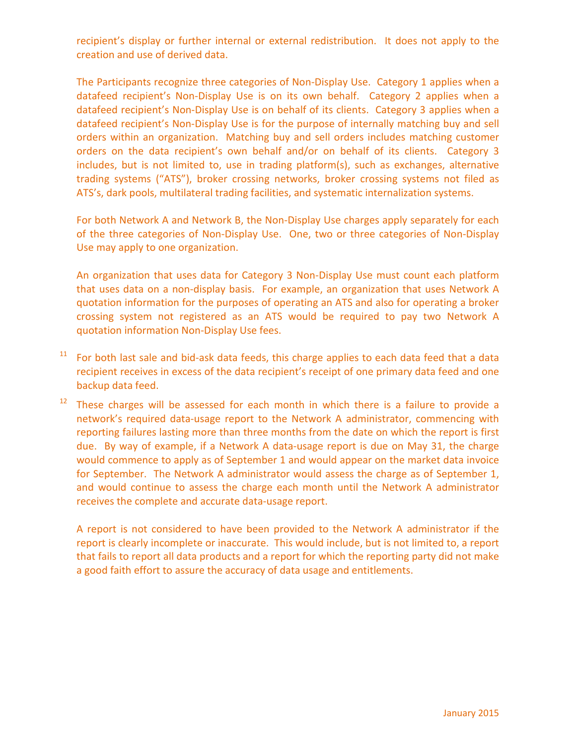recipient's display or further internal or external redistribution. It does not apply to the creation and use of derived data.

The Participants recognize three categories of Non-Display Use. Category 1 applies when a datafeed recipient's Non-Display Use is on its own behalf. Category 2 applies when a datafeed recipient's Non-Display Use is on behalf of its clients. Category 3 applies when a datafeed recipient's Non-Display Use is for the purpose of internally matching buy and sell orders within an organization. Matching buy and sell orders includes matching customer orders on the data recipient's own behalf and/or on behalf of its clients. Category 3 includes, but is not limited to, use in trading platform(s), such as exchanges, alternative trading systems ("ATS"), broker crossing networks, broker crossing systems not filed as ATS's, dark pools, multilateral trading facilities, and systematic internalization systems.

For both Network A and Network B, the Non-Display Use charges apply separately for each of the three categories of Non-Display Use. One, two or three categories of Non-Display Use may apply to one organization.

An organization that uses data for Category 3 Non-Display Use must count each platform that uses data on a non-display basis. For example, an organization that uses Network A quotation information for the purposes of operating an ATS and also for operating a broker crossing system not registered as an ATS would be required to pay two Network A quotation information Non-Display Use fees.

[11] For both last sale and bid-ask data feeds, this charge applies to each data feed that a data recipient receives in excess of the data recipient's receipt of one primary data feed and one backup data feed.

[12] These charges will be assessed for each month in which there is a failure to provide a network's required data-usage report to the Network A administrator, commencing with reporting failures lasting more than three months from the date on which the report is first due. By way of example, if a Network A data-usage report is due on May 31, the charge would commence to apply as of September 1 and would appear on the market data invoice for September. The Network A administrator would assess the charge as of September 1, and would continue to assess the charge each month until the Network A administrator receives the complete and accurate data-usage report.

A report is not considered to have been provided to the Network A administrator if the report is clearly incomplete or inaccurate. This would include, but is not limited to, a report that fails to report all data products and a report for which the reporting party did not make a good faith effort to assure the accuracy of data usage and entitlements.